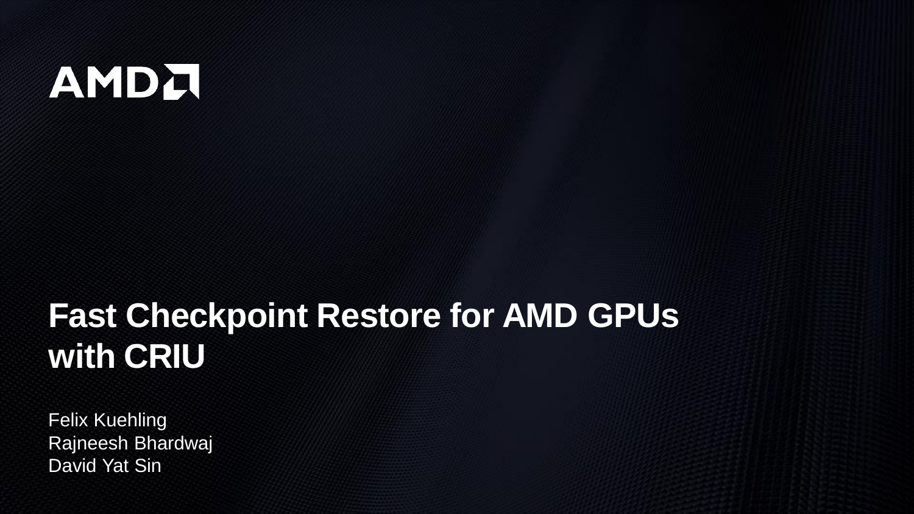AMD

# Fast Checkpoint Restore for AMD GPUs with CRIU

Felix Kuehling
Rajneesh Bhardwaj
David Yat Sin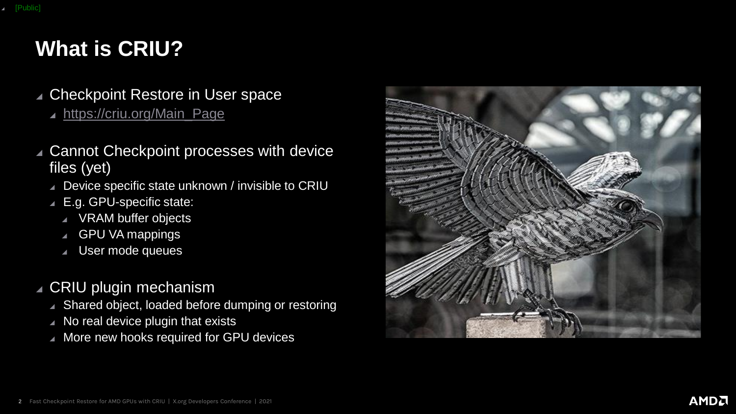# What is CRIU?

- Checkpoint Restore in User space
  - https://criu.org/Main_Page
- Cannot Checkpoint processes with device files (yet)
  - Device specific state unknown / invisible to CRIU
  - E.g. GPU-specific state:
    - VRAM buffer objects
    - GPU VA mappings
    - User mode queues
- CRIU plugin mechanism
  - Shared object, loaded before dumping or restoring
  - No real device plugin that exists
  - More new hooks required for GPU devices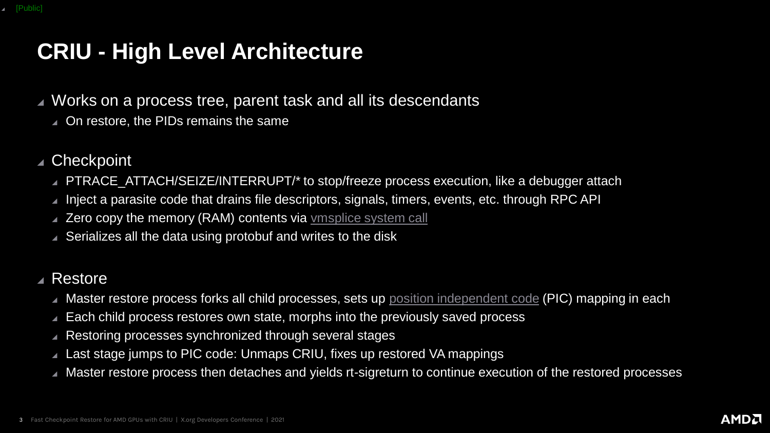# CRIU - High Level Architecture

- Works on a process tree, parent task and all its descendants
  - On restore, the PIDs remains the same

- Checkpoint
  - PTRACE_ATTACH/SEIZE/INTERRUPT/* to stop/freeze process execution, like a debugger attach
  - Inject a parasite code that drains file descriptors, signals, timers, events, etc. through RPC API
  - Zero copy the memory (RAM) contents via vmsplice system call
  - Serializes all the data using protobuf and writes to the disk

- Restore
  - Master restore process forks all child processes, sets up position independent code (PIC) mapping in each
  - Each child process restores own state, morphs into the previously saved process
  - Restoring processes synchronized through several stages
  - Last stage jumps to PIC code: Unmaps CRIU, fixes up restored VA mappings
  - Master restore process then detaches and yields rt-sigreturn to continue execution of the restored processes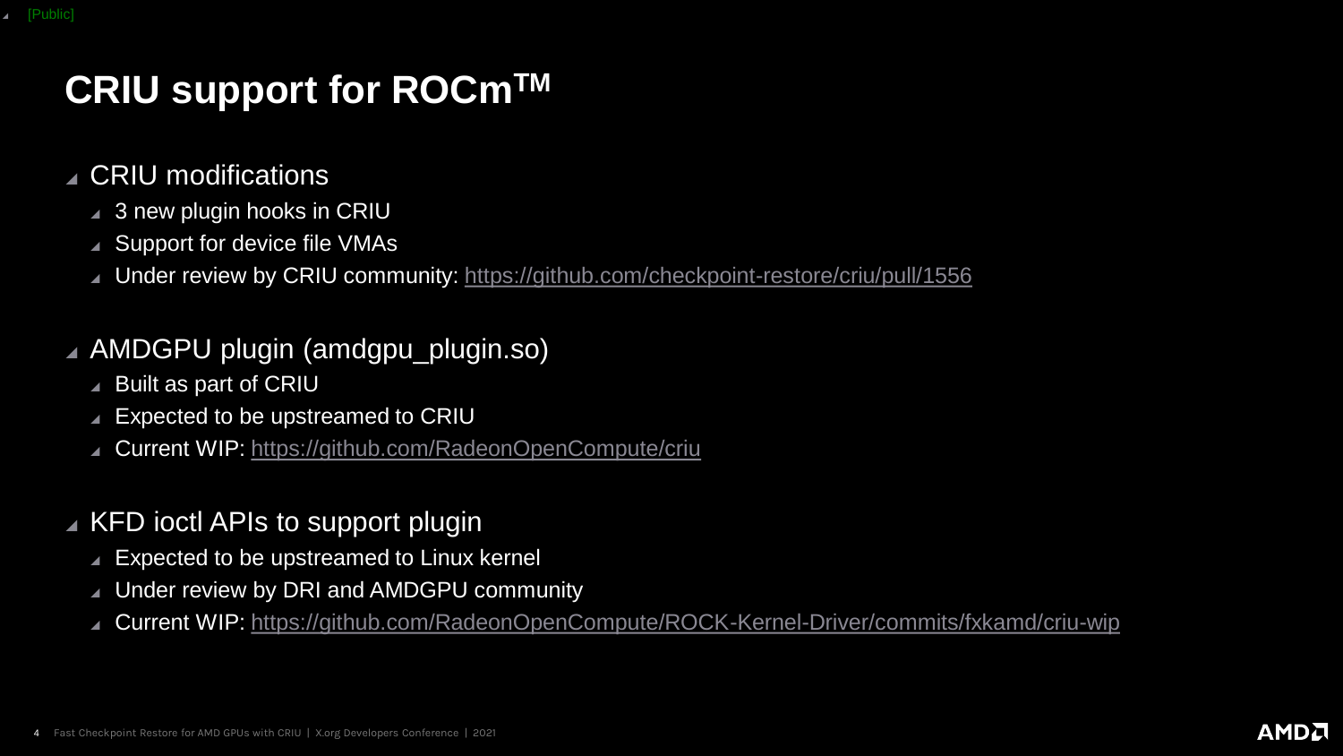# CRIU support for ROCm™

- CRIU modifications
  - 3 new plugin hooks in CRIU
  - Support for device file VMAs
  - Under review by CRIU community: https://github.com/checkpoint-restore/criu/pull/1556
- AMDGPU plugin (amdgpu_plugin.so)
  - Built as part of CRIU
  - Expected to be upstreamed to CRIU
  - Current WIP: https://github.com/RadeonOpenCompute/criu
- KFD ioctl APIs to support plugin
  - Expected to be upstreamed to Linux kernel
  - Under review by DRI and AMDGPU community
  - Current WIP: https://github.com/RadeonOpenCompute/ROCK-Kernel-Driver/commits/fxkamd/criu-wip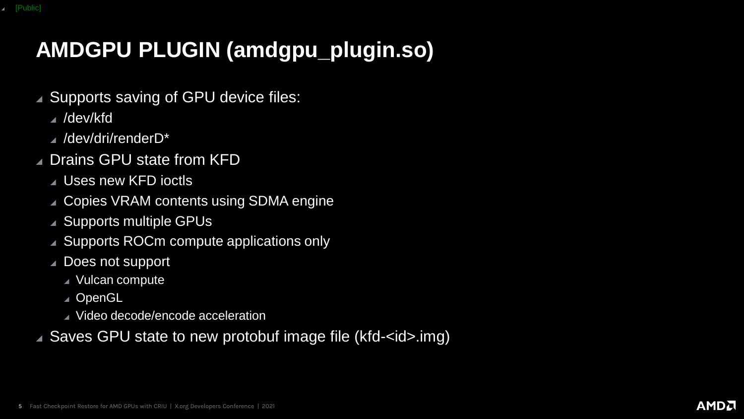# AMDGPU PLUGIN (amdgpu_plugin.so)

- Supports saving of GPU device files:
  - /dev/kfd
  - /dev/dri/renderD*
- Drains GPU state from KFD
  - Uses new KFD ioctls
  - Copies VRAM contents using SDMA engine
  - Supports multiple GPUs
  - Supports ROCm compute applications only
  - Does not support
    - Vulcan compute
    - OpenGL
    - Video decode/encode acceleration
- Saves GPU state to new protobuf image file (kfd-<id>.img)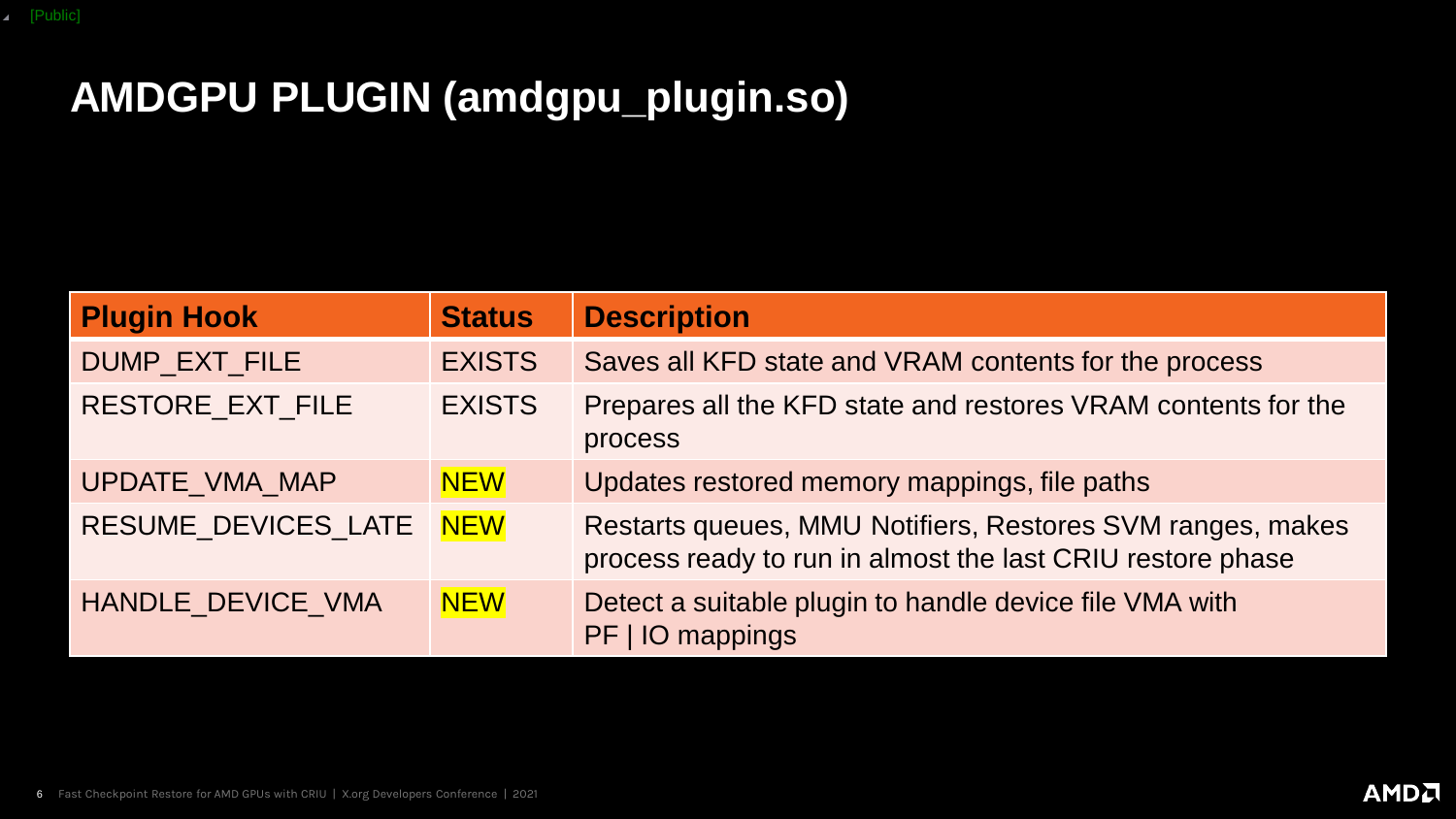# AMDGPU PLUGIN (amdgpu_plugin.so)

| Plugin Hook | Status | Description |
| --- | --- | --- |
| DUMP_EXT_FILE | EXISTS | Saves all KFD state and VRAM contents for the process |
| RESTORE_EXT_FILE | EXISTS | Prepares all the KFD state and restores VRAM contents for the process |
| UPDATE_VMA_MAP | NEW | Updates restored memory mappings, file paths |
| RESUME_DEVICES_LATE | NEW | Restarts queues, MMU Notifiers, Restores SVM ranges, makes process ready to run in almost the last CRIU restore phase |
| HANDLE_DEVICE_VMA | NEW | Detect a suitable plugin to handle device file VMA with PF \| IO mappings |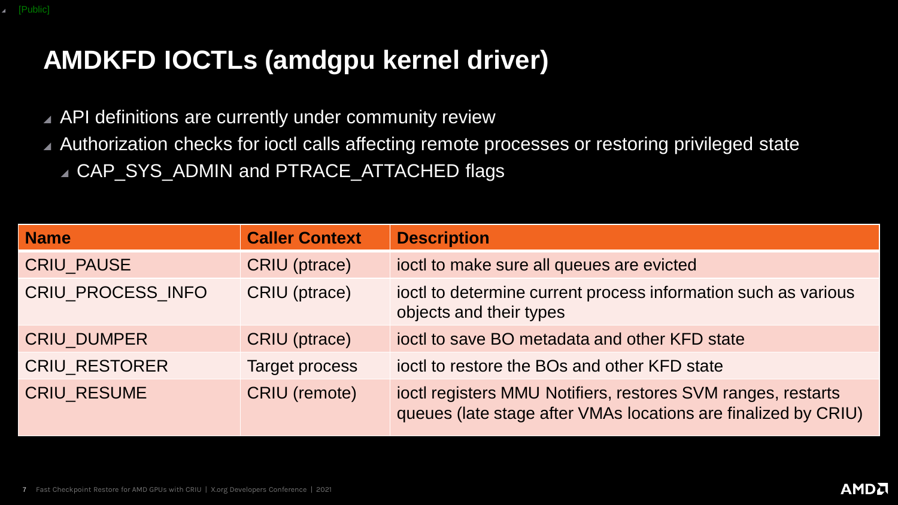# AMDKFD IOCTLs (amdgpu kernel driver)

- API definitions are currently under community review
- Authorization checks for ioctl calls affecting remote processes or restoring privileged state
  - CAP_SYS_ADMIN and PTRACE_ATTACHED flags

| Name | Caller Context | Description |
| --- | --- | --- |
| CRIU_PAUSE | CRIU (ptrace) | ioctl to make sure all queues are evicted |
| CRIU_PROCESS_INFO | CRIU (ptrace) | ioctl to determine current process information such as various objects and their types |
| CRIU_DUMPER | CRIU (ptrace) | ioctl to save BO metadata and other KFD state |
| CRIU_RESTORER | Target process | ioctl to restore the BOs and other KFD state |
| CRIU_RESUME | CRIU (remote) | ioctl registers MMU Notifiers, restores SVM ranges, restarts queues (late stage after VMAs locations are finalized by CRIU) |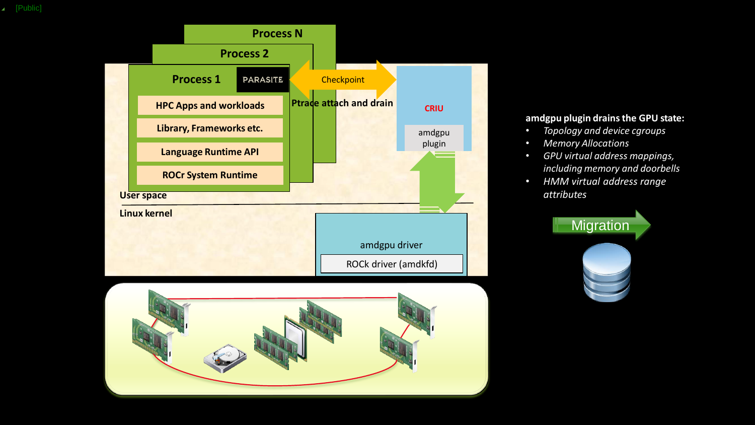Process N

Process 2

Process 1

PARASITE

HPC Apps and workloads

Library, Frameworks etc.

Language Runtime API

ROCr System Runtime

Checkpoint

Ptrace attach and drain

CRIU

amdgpu plugin

User space

Linux kernel

amdgpu driver

ROCk driver (amdkfd)

**amdgpu plugin drains the GPU state:**

- *Topology and device cgroups*
- *Memory Allocations*
- *GPU virtual address mappings, including memory and doorbells*
- *HMM virtual address range attributes*

Migration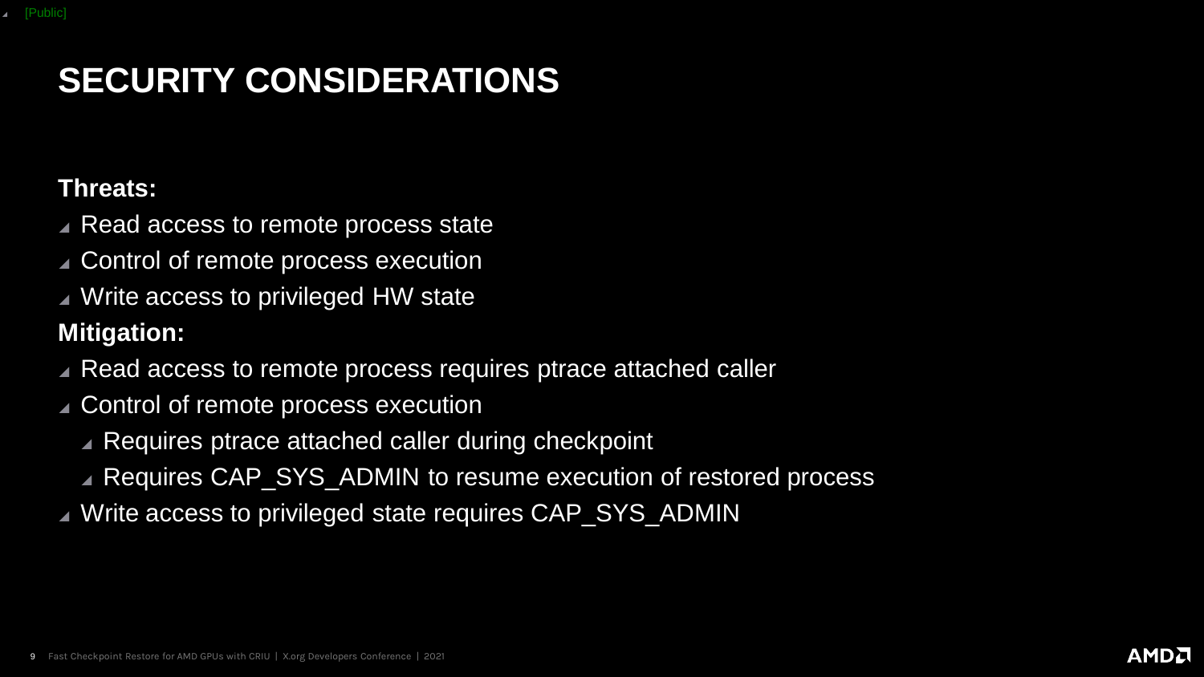# SECURITY CONSIDERATIONS

**Threats:**

- Read access to remote process state
- Control of remote process execution
- Write access to privileged HW state

**Mitigation:**

- Read access to remote process requires ptrace attached caller
- Control of remote process execution
  - Requires ptrace attached caller during checkpoint
  - Requires CAP_SYS_ADMIN to resume execution of restored process
- Write access to privileged state requires CAP_SYS_ADMIN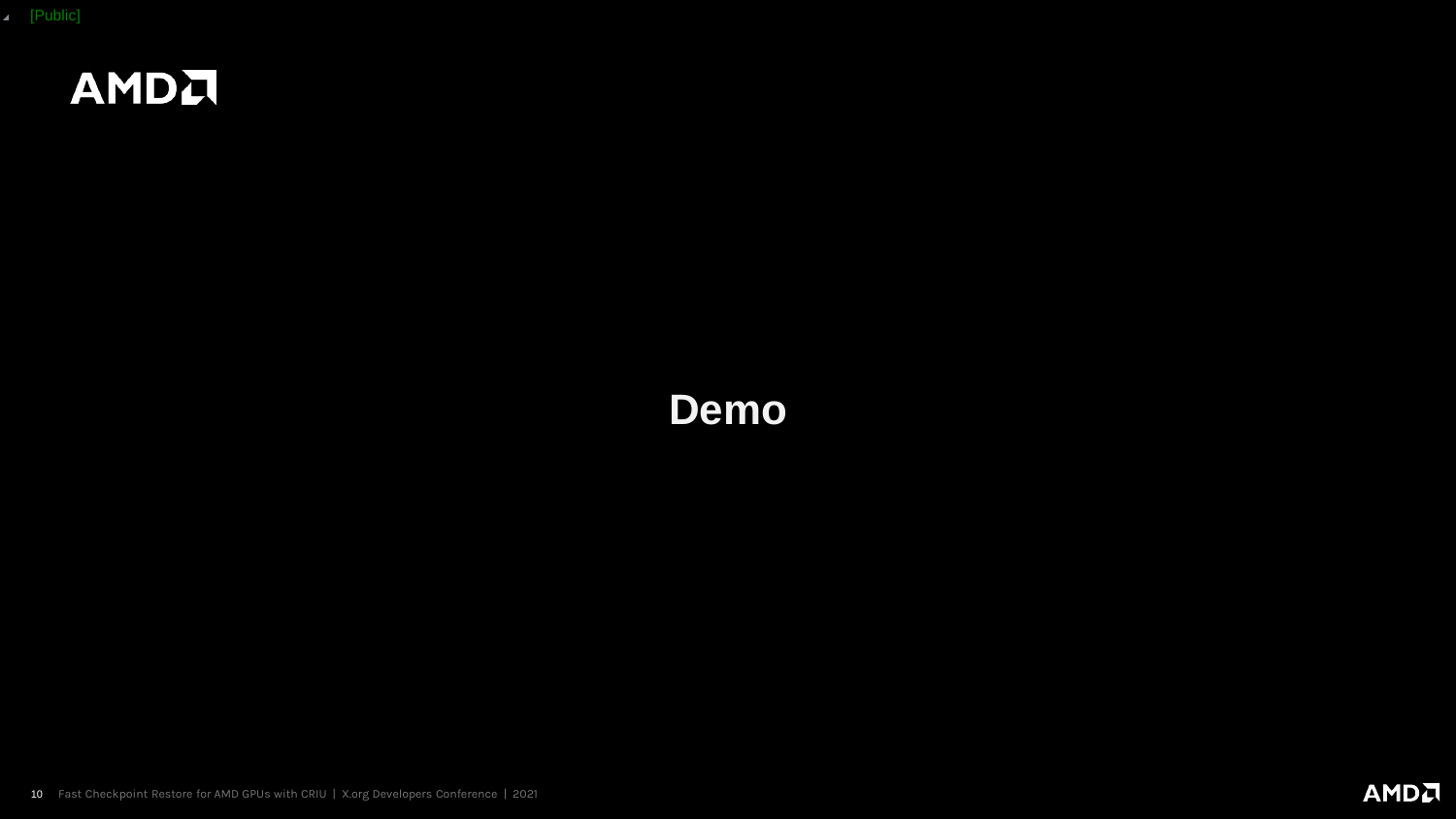# Demo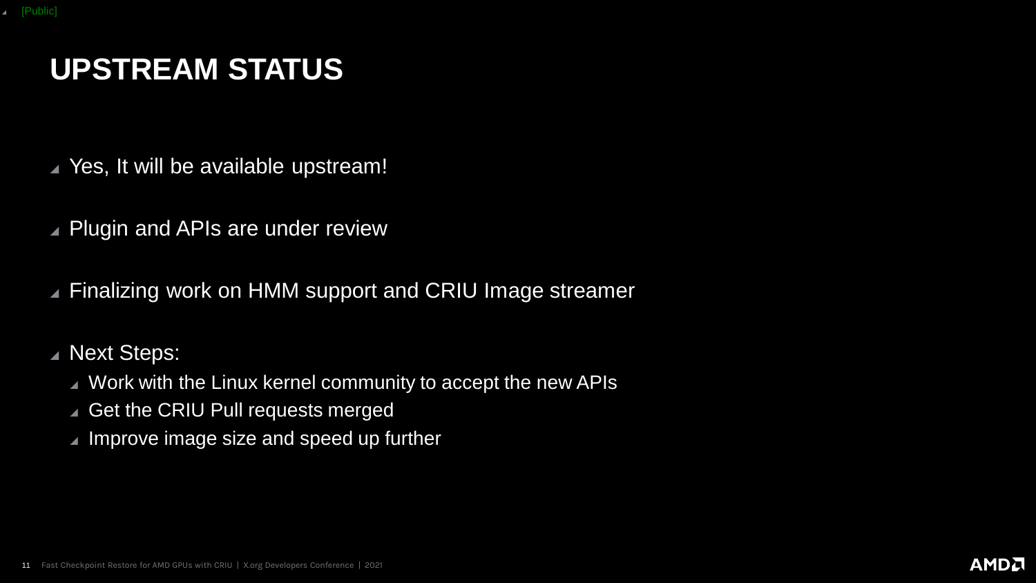# UPSTREAM STATUS

- Yes, It will be available upstream!
- Plugin and APIs are under review
- Finalizing work on HMM support and CRIU Image streamer
- Next Steps:
  - Work with the Linux kernel community to accept the new APIs
  - Get the CRIU Pull requests merged
  - Improve image size and speed up further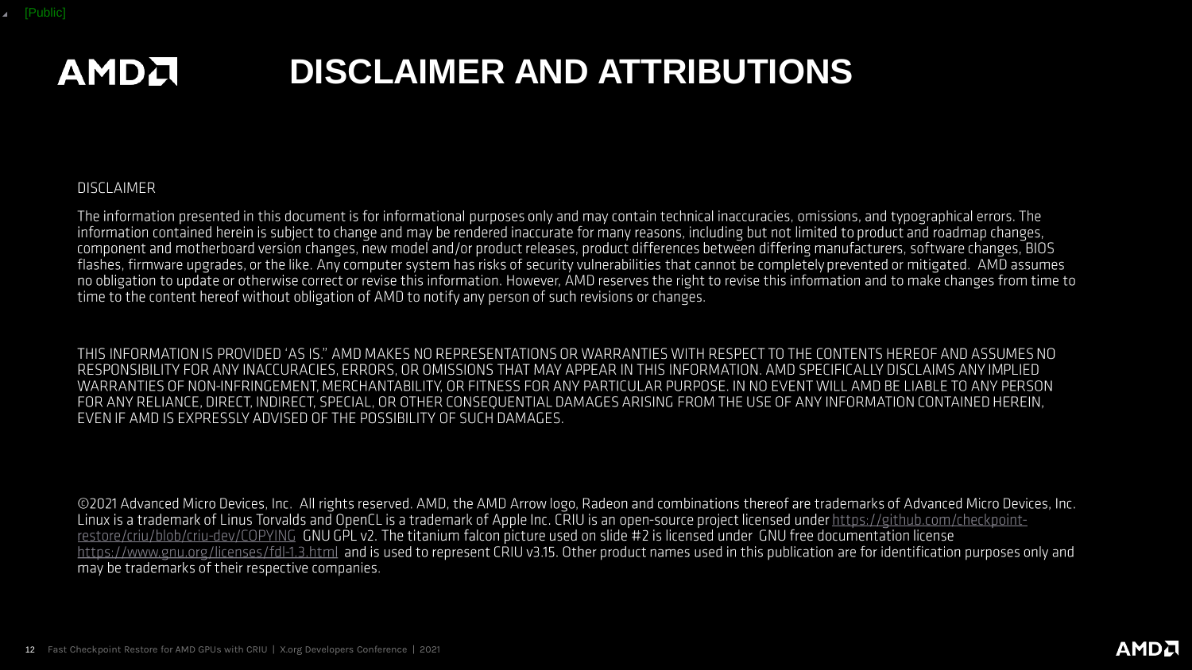# DISCLAIMER AND ATTRIBUTIONS

DISCLAIMER

The information presented in this document is for informational purposes only and may contain technical inaccuracies, omissions, and typographical errors. The information contained herein is subject to change and may be rendered inaccurate for many reasons, including but not limited to product and roadmap changes, component and motherboard version changes, new model and/or product releases, product differences between differing manufacturers, software changes, BIOS flashes, firmware upgrades, or the like. Any computer system has risks of security vulnerabilities that cannot be completely prevented or mitigated. AMD assumes no obligation to update or otherwise correct or revise this information. However, AMD reserves the right to revise this information and to make changes from time to time to the content hereof without obligation of AMD to notify any person of such revisions or changes.

THIS INFORMATION IS PROVIDED 'AS IS." AMD MAKES NO REPRESENTATIONS OR WARRANTIES WITH RESPECT TO THE CONTENTS HEREOF AND ASSUMES NO RESPONSIBILITY FOR ANY INACCURACIES, ERRORS, OR OMISSIONS THAT MAY APPEAR IN THIS INFORMATION. AMD SPECIFICALLY DISCLAIMS ANY IMPLIED WARRANTIES OF NON-INFRINGEMENT, MERCHANTABILITY, OR FITNESS FOR ANY PARTICULAR PURPOSE. IN NO EVENT WILL AMD BE LIABLE TO ANY PERSON FOR ANY RELIANCE, DIRECT, INDIRECT, SPECIAL, OR OTHER CONSEQUENTIAL DAMAGES ARISING FROM THE USE OF ANY INFORMATION CONTAINED HEREIN, EVEN IF AMD IS EXPRESSLY ADVISED OF THE POSSIBILITY OF SUCH DAMAGES.

©2021 Advanced Micro Devices, Inc. All rights reserved. AMD, the AMD Arrow logo, Radeon and combinations thereof are trademarks of Advanced Micro Devices, Inc. Linux is a trademark of Linus Torvalds and OpenCL is a trademark of Apple Inc. CRIU is an open-source project licensed under https://github.com/checkpoint-restore/criu/blob/criu-dev/COPYING GNU GPL v2. The titanium falcon picture used on slide #2 is licensed under GNU free documentation license https://www.gnu.org/licenses/fdl-1.3.html and is used to represent CRIU v3.15. Other product names used in this publication are for identification purposes only and may be trademarks of their respective companies.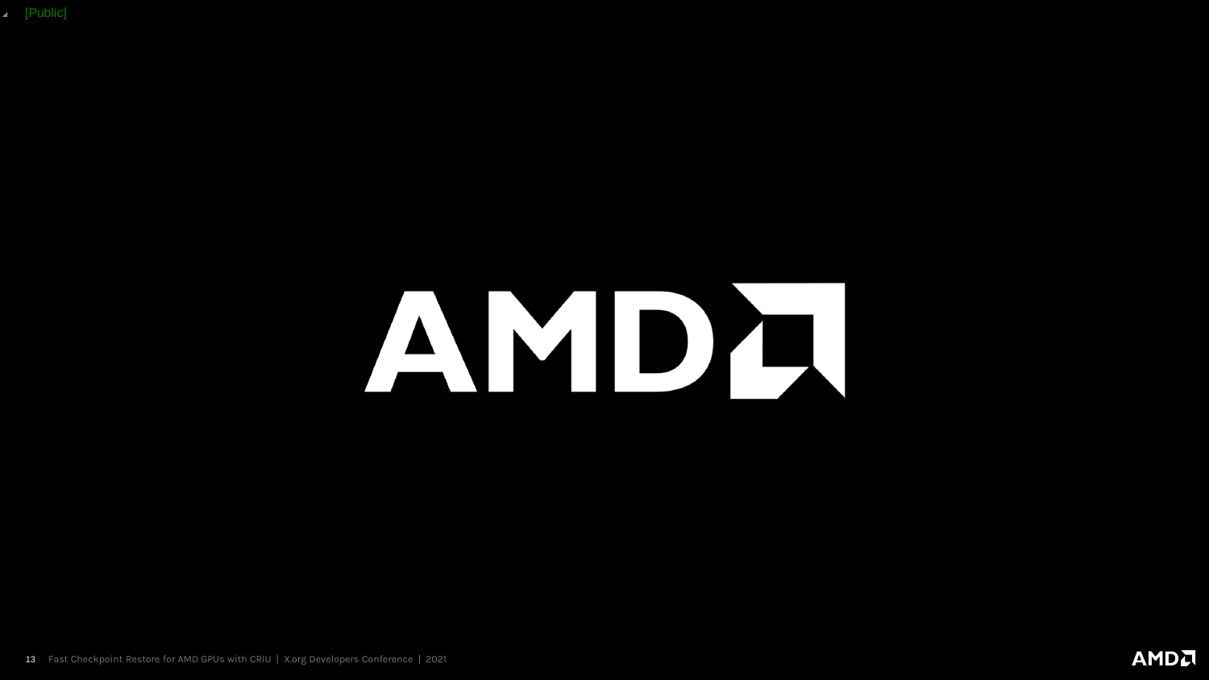[Public]

AMD